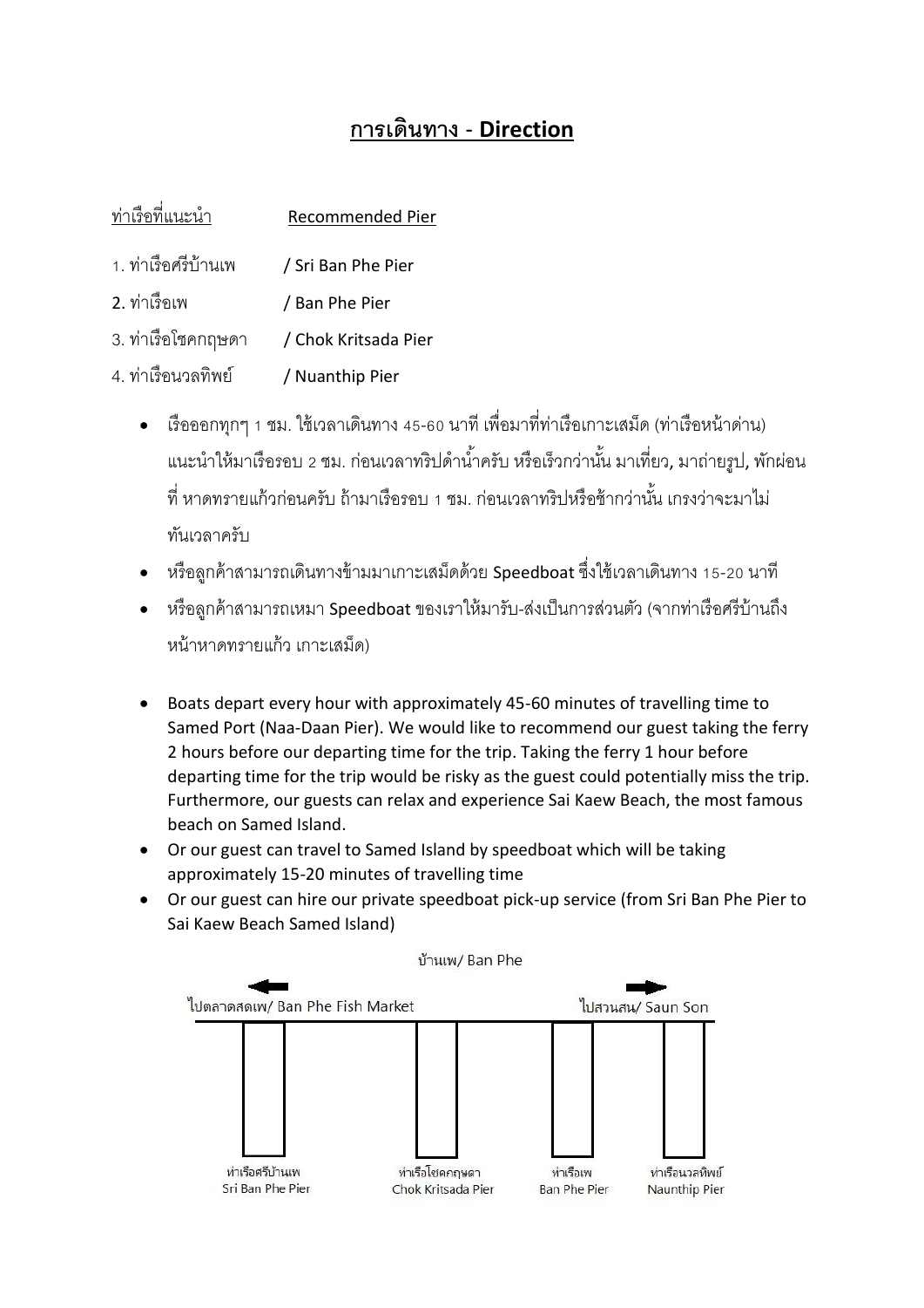# การเดินทาง - **Direction**

ท่าเรือที่แนะนำ Recommended Pier

1. ท่าเรือศรีบ้านเพ / Sri Ban Phe Pier
2. ท่าเรือเพ / Ban Phe Pier
3. ท่าเรือโชคกฤษดา / Chok Kritsada Pier
4. ท่าเรือนวลทิพย์ / Nuanthip Pier

- เรือออกทุกๆ 1 ชม. ใช้เวลาเดินทาง 45-60 นาที เพื่อมาที่ท่าเรือเกาะเสม็ด (ท่าเรือหน้าด่าน) แนะนำให้มาเรือรอบ 2 ชม. ก่อนเวลาทริปดำน้ำครับ หรือเร็วกว่านั้น มาเที่ยว, มาถ่ายรูป, พักผ่อน ที่ หาดทรายแก้วก่อนครับ ถ้ามาเรือรอบ 1 ชม. ก่อนเวลาทริปหรือช้ากว่านั้น เกรงว่าจะมาไม่ทันเวลาครับ
- หรือลูกค้าสามารถเดินทางข้ามมาเกาะเสม็ดด้วย Speedboat ซึ่งใช้เวลาเดินทาง 15-20 นาที
- หรือลูกค้าสามารถเหมา Speedboat ของเราให้มารับ-ส่งเป็นการส่วนตัว (จากท่าเรือศรีบ้านถึงหน้าหาดทรายแก้ว เกาะเสม็ด)

- Boats depart every hour with approximately 45-60 minutes of travelling time to Samed Port (Naa-Daan Pier). We would like to recommend our guest taking the ferry 2 hours before our departing time for the trip. Taking the ferry 1 hour before departing time for the trip would be risky as the guest could potentially miss the trip. Furthermore, our guests can relax and experience Sai Kaew Beach, the most famous beach on Samed Island.
- Or our guest can travel to Samed Island by speedboat which will be taking approximately 15-20 minutes of travelling time
- Or our guest can hire our private speedboat pick-up service (from Sri Ban Phe Pier to Sai Kaew Beach Samed Island)

บ้านเพ/ Ban Phe

ไปตลาดสดเพ/ Ban Phe Fish Market

ไปสวนสน/ Saun Son

ท่าเรือศรีบ้านเพ
Sri Ban Phe Pier

ท่าเรือโชคกฤษดา
Chok Kritsada Pier

ท่าเรือเพ
Ban Phe Pier

ท่าเรือนวลทิพย์
Naunthip Pier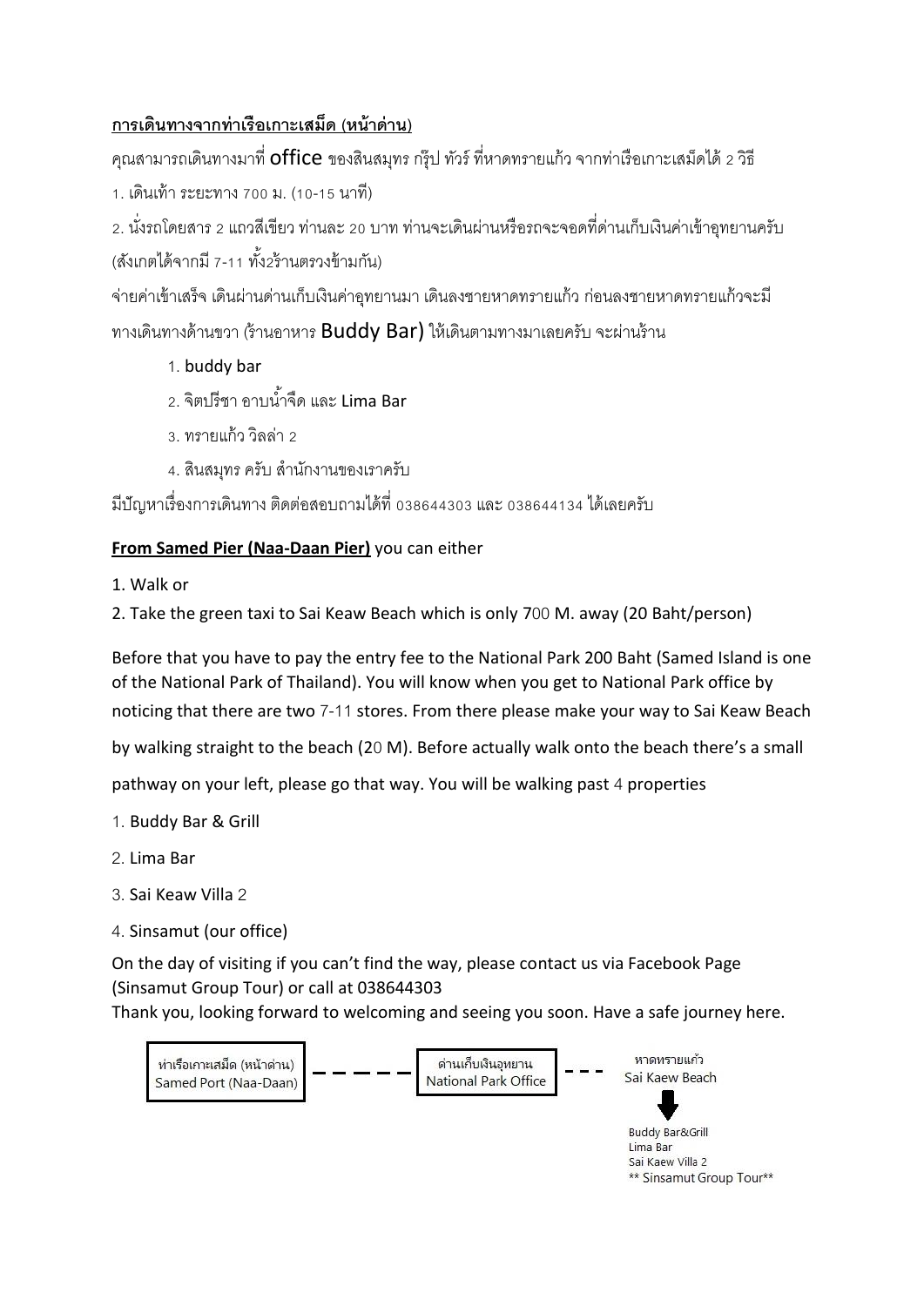**การเดินทางจากท่าเรือเกาะเสม็ด (หน้าด่าน)**

คุณสามารถเดินทางมาที่ office ของสินสมุทร กรุ๊ป ทัวร์ ที่หาดทรายแก้ว จากท่าเรือเกาะเสม็ดได้ 2 วิธี

1. เดินเท้า ระยะทาง 700 ม. (10-15 นาที)

2. นั่งรถโดยสาร 2 แถวสีเขียว ท่านละ 20 บาท ท่านจะเดินผ่านหรือรถจะจอดที่ด่านเก็บเงินค่าเข้าอุทยานครับ (สังเกตได้จากมี 7-11 ทั้ง2ร้านตรวจข้ามกัน)

จ่ายค่าเข้าเสร็จ เดินผ่านด่านเก็บเงินค่าอุทยานมา เดินลงชายหาดทรายแก้ว ก่อนลงชายหาดทรายแก้วจะมีทางเดินทางด้านขวา (ร้านอาหาร Buddy Bar) ให้เดินตามทางมาเลยครับ จะผ่านร้าน

1. buddy bar
2. จิตปรีชา อาบน้ำจืด และ Lima Bar
3. ทรายแก้ว วิลล่า 2
4. สินสมุทร ครับ สำนักงานของเราครับ

มีปัญหาเรื่องการเดินทาง ติดต่อสอบถามได้ที่ 038644303 และ 038644134 ได้เลยครับ

**From Samed Pier (Naa-Daan Pier)** you can either

1. Walk or
2. Take the green taxi to Sai Keaw Beach which is only 700 M. away (20 Baht/person)

Before that you have to pay the entry fee to the National Park 200 Baht (Samed Island is one of the National Park of Thailand). You will know when you get to National Park office by noticing that there are two 7-11 stores. From there please make your way to Sai Keaw Beach by walking straight to the beach (20 M). Before actually walk onto the beach there's a small pathway on your left, please go that way. You will be walking past 4 properties

1. Buddy Bar & Grill
2. Lima Bar
3. Sai Keaw Villa 2
4. Sinsamut (our office)

On the day of visiting if you can't find the way, please contact us via Facebook Page (Sinsamut Group Tour) or call at 038644303

Thank you, looking forward to welcoming and seeing you soon. Have a safe journey here.

ท่าเรือเกาะเสม็ด (หน้าด่าน)
Samed Port (Naa-Daan)

ด่านเก็บเงินอุทยาน
National Park Office

หาดทรายแก้ว
Sai Kaew Beach

Buddy Bar&Grill
Lima Bar
Sai Kaew Villa 2
** Sinsamut Group Tour**